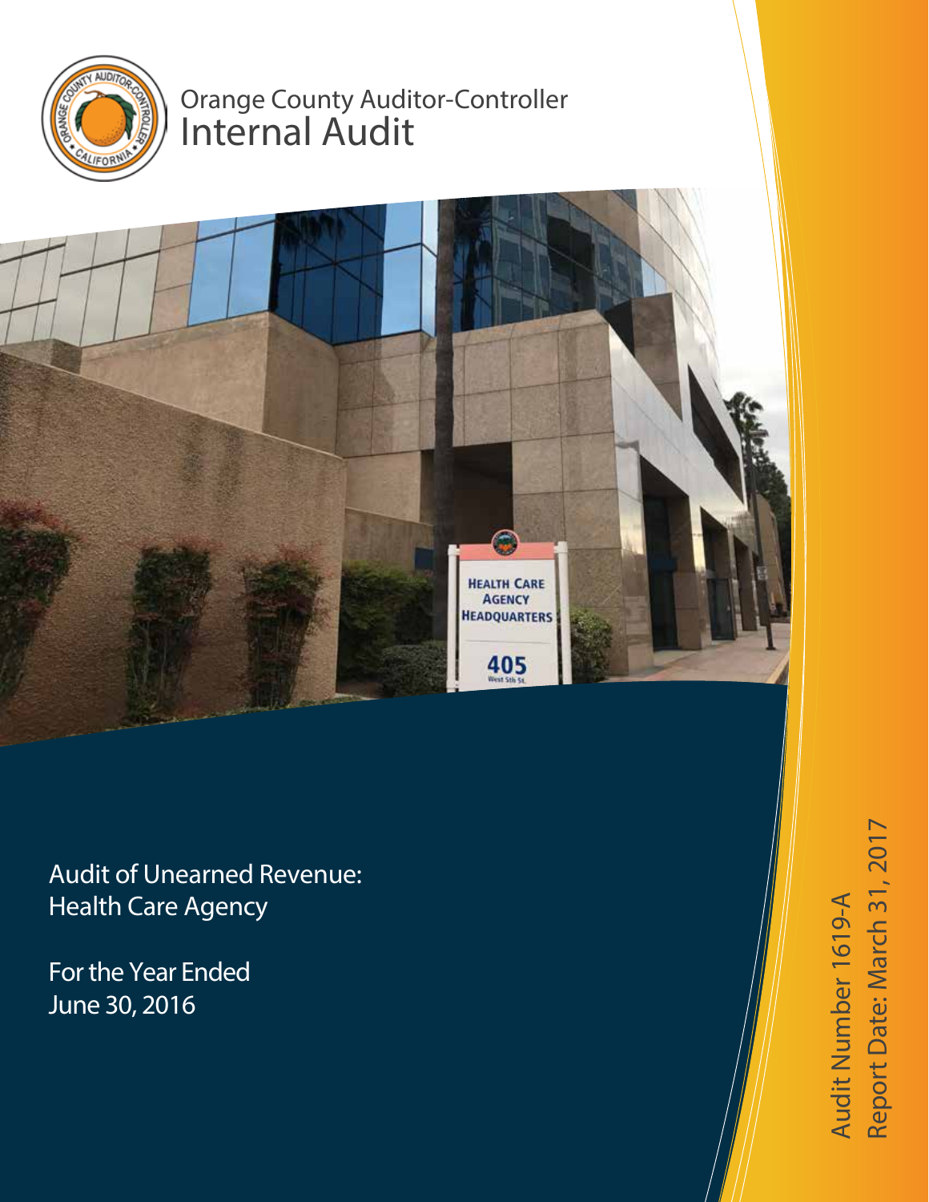Orange County Auditor-Controller

# Internal Audit

# Audit of Unearned Revenue: Health Care Agency

For the Year Ended June 30, 2016

Audit Number 1619-A

Report Date: March 31, 2017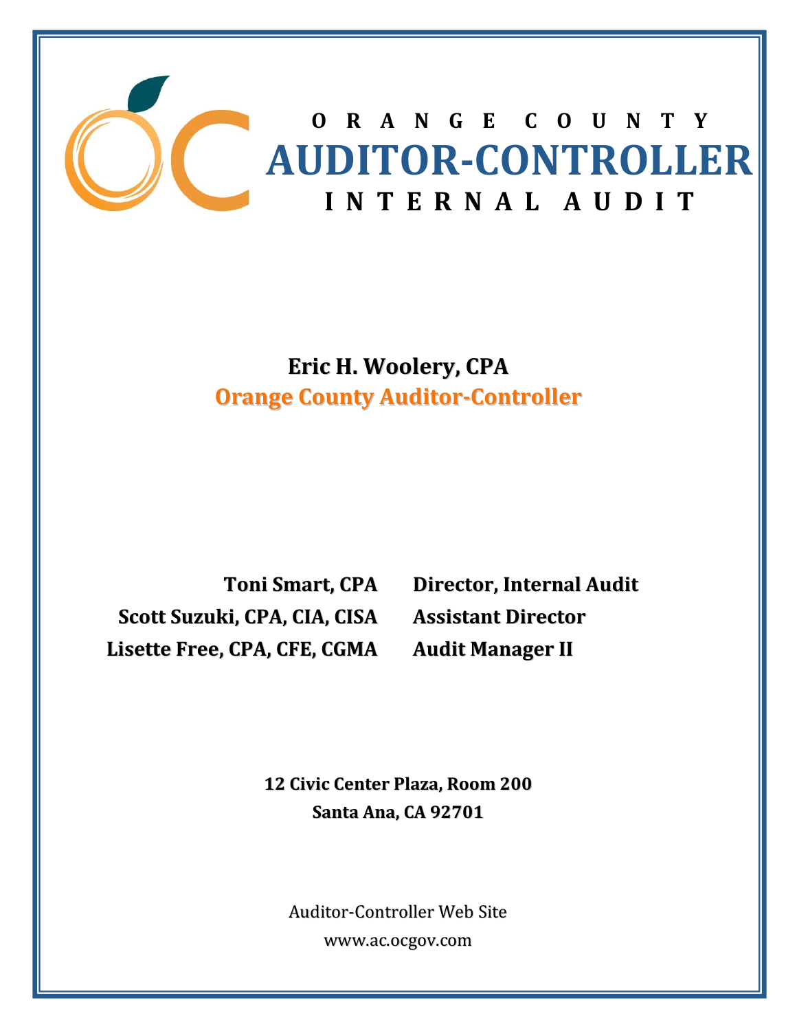# ORANGE COUNTY AUDITOR-CONTROLLER INTERNAL AUDIT

**Eric H. Woolery, CPA**
**Orange County Auditor-Controller**

| | |
|---|---|
| **Toni Smart, CPA** | **Director, Internal Audit** |
| **Scott Suzuki, CPA, CIA, CISA** | **Assistant Director** |
| **Lisette Free, CPA, CFE, CGMA** | **Audit Manager II** |

**12 Civic Center Plaza, Room 200**
**Santa Ana, CA 92701**

Auditor-Controller Web Site
www.ac.ocgov.com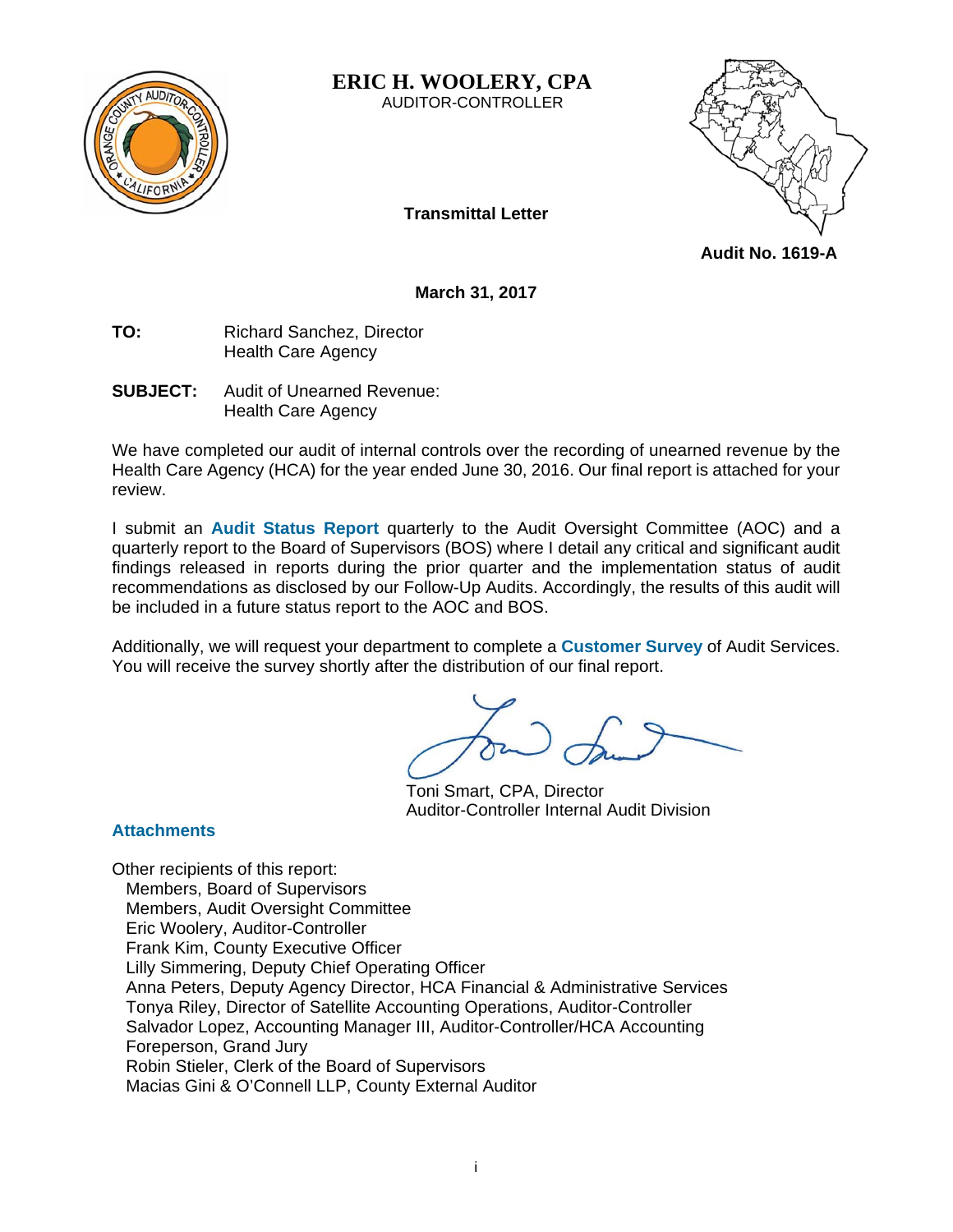**ERIC H. WOOLERY, CPA**
AUDITOR-CONTROLLER

**Transmittal Letter**

**Audit No. 1619-A**

**March 31, 2017**

**TO:** Richard Sanchez, Director
Health Care Agency

**SUBJECT:** Audit of Unearned Revenue:
Health Care Agency

We have completed our audit of internal controls over the recording of unearned revenue by the Health Care Agency (HCA) for the year ended June 30, 2016. Our final report is attached for your review.

I submit an **Audit Status Report** quarterly to the Audit Oversight Committee (AOC) and a quarterly report to the Board of Supervisors (BOS) where I detail any critical and significant audit findings released in reports during the prior quarter and the implementation status of audit recommendations as disclosed by our Follow-Up Audits. Accordingly, the results of this audit will be included in a future status report to the AOC and BOS.

Additionally, we will request your department to complete a **Customer Survey** of Audit Services. You will receive the survey shortly after the distribution of our final report.

Toni Smart, CPA, Director
Auditor-Controller Internal Audit Division

**Attachments**

Other recipients of this report:
- Members, Board of Supervisors
- Members, Audit Oversight Committee
- Eric Woolery, Auditor-Controller
- Frank Kim, County Executive Officer
- Lilly Simmering, Deputy Chief Operating Officer
- Anna Peters, Deputy Agency Director, HCA Financial & Administrative Services
- Tonya Riley, Director of Satellite Accounting Operations, Auditor-Controller
- Salvador Lopez, Accounting Manager III, Auditor-Controller/HCA Accounting
- Foreperson, Grand Jury
- Robin Stieler, Clerk of the Board of Supervisors
- Macias Gini & O'Connell LLP, County External Auditor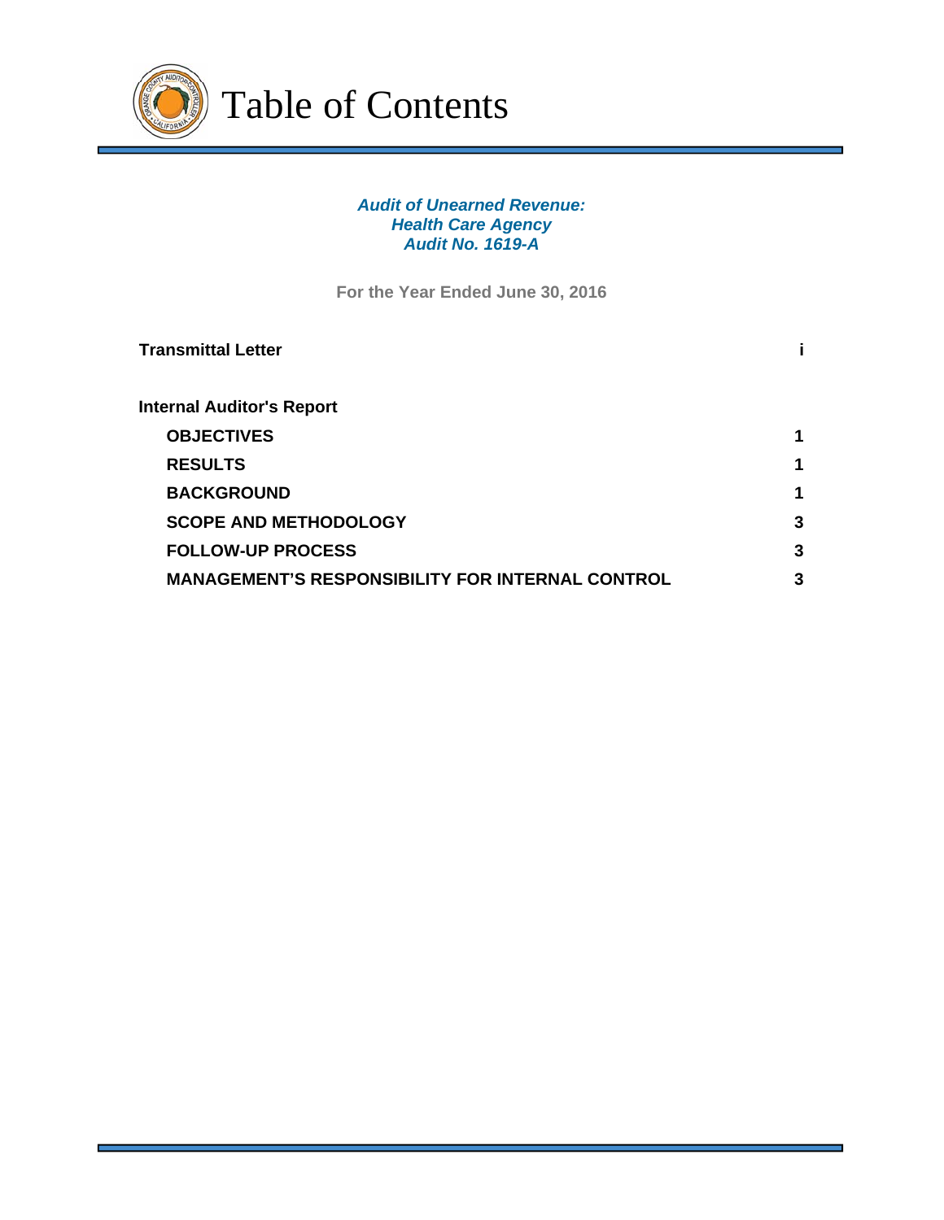# Table of Contents

***Audit of Unearned Revenue:***
***Health Care Agency***
***Audit No. 1619-A***

**For the Year Ended June 30, 2016**

| | |
|---|---|
| **Transmittal Letter** | **i** |
| | |
| **Internal Auditor's Report** | |
| **OBJECTIVES** | **1** |
| **RESULTS** | **1** |
| **BACKGROUND** | **1** |
| **SCOPE AND METHODOLOGY** | **3** |
| **FOLLOW-UP PROCESS** | **3** |
| **MANAGEMENT'S RESPONSIBILITY FOR INTERNAL CONTROL** | **3** |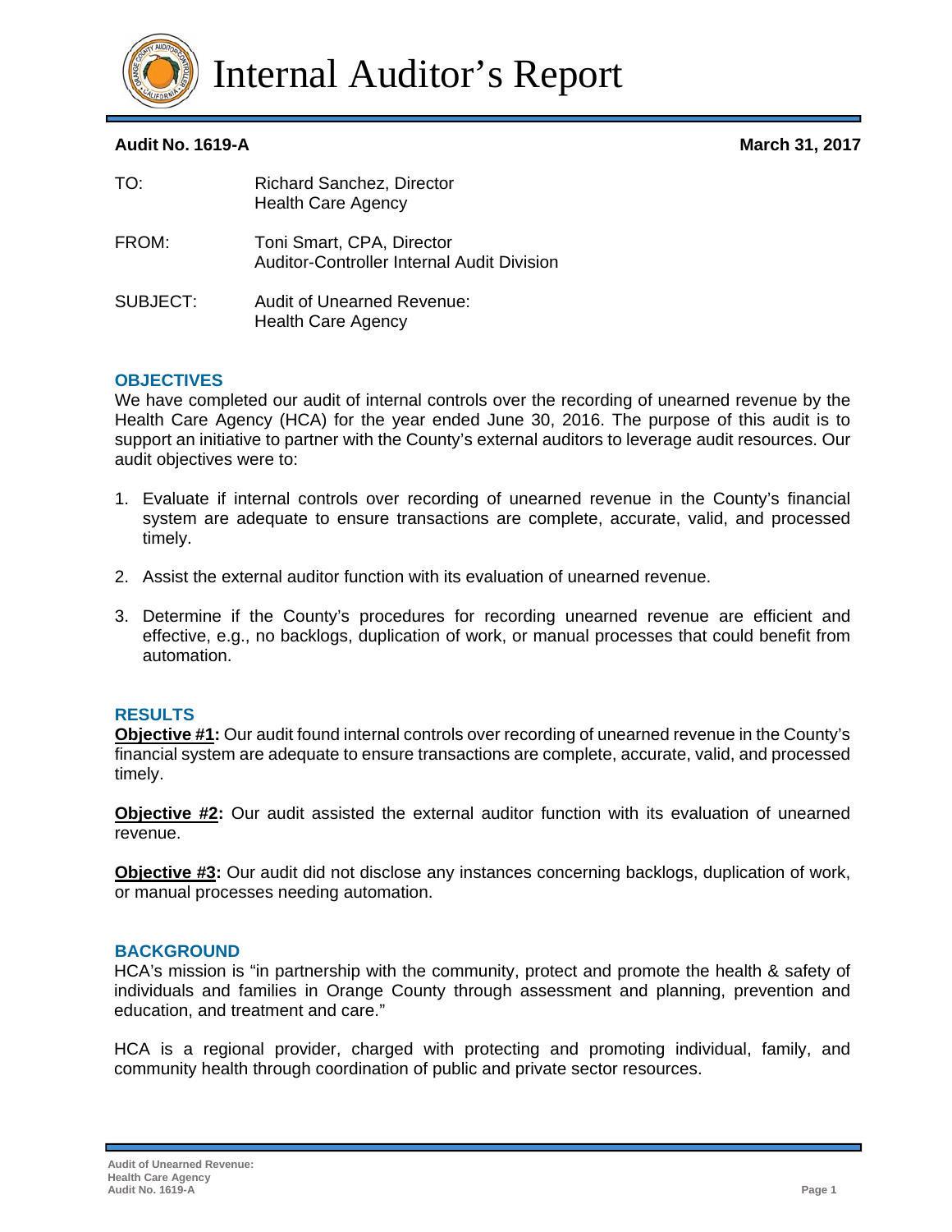# Internal Auditor's Report

**Audit No. 1619-A** **March 31, 2017**

| | |
|---|---|
| TO: | Richard Sanchez, Director<br>Health Care Agency |
| FROM: | Toni Smart, CPA, Director<br>Auditor-Controller Internal Audit Division |
| SUBJECT: | Audit of Unearned Revenue:<br>Health Care Agency |

## OBJECTIVES

We have completed our audit of internal controls over the recording of unearned revenue by the Health Care Agency (HCA) for the year ended June 30, 2016. The purpose of this audit is to support an initiative to partner with the County's external auditors to leverage audit resources. Our audit objectives were to:

1. Evaluate if internal controls over recording of unearned revenue in the County's financial system are adequate to ensure transactions are complete, accurate, valid, and processed timely.
2. Assist the external auditor function with its evaluation of unearned revenue.
3. Determine if the County's procedures for recording unearned revenue are efficient and effective, e.g., no backlogs, duplication of work, or manual processes that could benefit from automation.

## RESULTS

**Objective #1:** Our audit found internal controls over recording of unearned revenue in the County's financial system are adequate to ensure transactions are complete, accurate, valid, and processed timely.

**Objective #2:** Our audit assisted the external auditor function with its evaluation of unearned revenue.

**Objective #3:** Our audit did not disclose any instances concerning backlogs, duplication of work, or manual processes needing automation.

## BACKGROUND

HCA's mission is "in partnership with the community, protect and promote the health & safety of individuals and families in Orange County through assessment and planning, prevention and education, and treatment and care."

HCA is a regional provider, charged with protecting and promoting individual, family, and community health through coordination of public and private sector resources.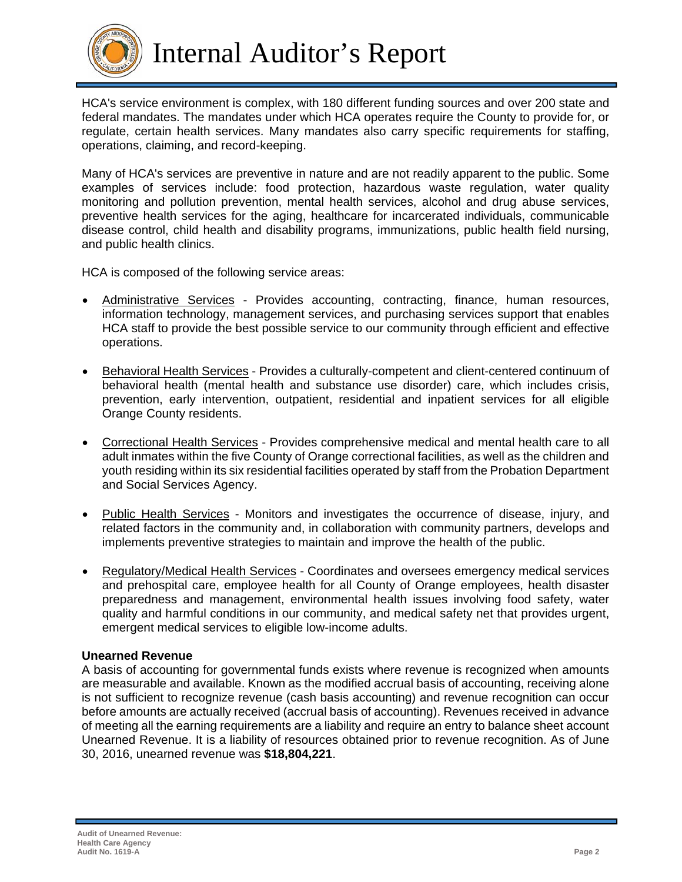HCA's service environment is complex, with 180 different funding sources and over 200 state and federal mandates. The mandates under which HCA operates require the County to provide for, or regulate, certain health services. Many mandates also carry specific requirements for staffing, operations, claiming, and record-keeping.

Many of HCA's services are preventive in nature and are not readily apparent to the public. Some examples of services include: food protection, hazardous waste regulation, water quality monitoring and pollution prevention, mental health services, alcohol and drug abuse services, preventive health services for the aging, healthcare for incarcerated individuals, communicable disease control, child health and disability programs, immunizations, public health field nursing, and public health clinics.

HCA is composed of the following service areas:

- Administrative Services - Provides accounting, contracting, finance, human resources, information technology, management services, and purchasing services support that enables HCA staff to provide the best possible service to our community through efficient and effective operations.

- Behavioral Health Services - Provides a culturally-competent and client-centered continuum of behavioral health (mental health and substance use disorder) care, which includes crisis, prevention, early intervention, outpatient, residential and inpatient services for all eligible Orange County residents.

- Correctional Health Services - Provides comprehensive medical and mental health care to all adult inmates within the five County of Orange correctional facilities, as well as the children and youth residing within its six residential facilities operated by staff from the Probation Department and Social Services Agency.

- Public Health Services - Monitors and investigates the occurrence of disease, injury, and related factors in the community and, in collaboration with community partners, develops and implements preventive strategies to maintain and improve the health of the public.

- Regulatory/Medical Health Services - Coordinates and oversees emergency medical services and prehospital care, employee health for all County of Orange employees, health disaster preparedness and management, environmental health issues involving food safety, water quality and harmful conditions in our community, and medical safety net that provides urgent, emergent medical services to eligible low-income adults.

### Unearned Revenue

A basis of accounting for governmental funds exists where revenue is recognized when amounts are measurable and available. Known as the modified accrual basis of accounting, receiving alone is not sufficient to recognize revenue (cash basis accounting) and revenue recognition can occur before amounts are actually received (accrual basis of accounting). Revenues received in advance of meeting all the earning requirements are a liability and require an entry to balance sheet account Unearned Revenue. It is a liability of resources obtained prior to revenue recognition. As of June 30, 2016, unearned revenue was **$18,804,221**.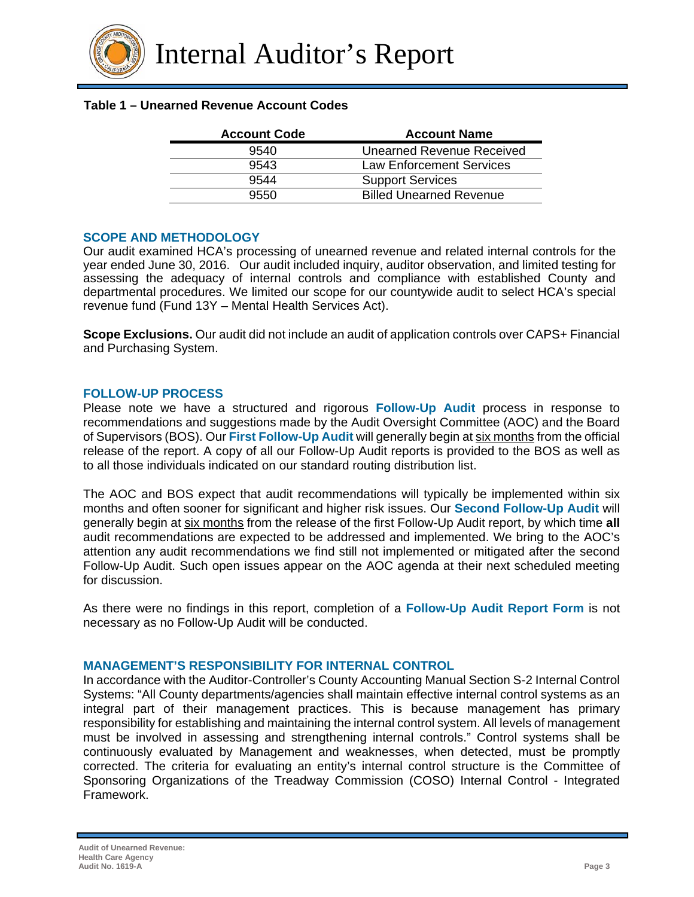**Table 1 – Unearned Revenue Account Codes**

| Account Code | Account Name |
|---|---|
| 9540 | Unearned Revenue Received |
| 9543 | Law Enforcement Services |
| 9544 | Support Services |
| 9550 | Billed Unearned Revenue |

## SCOPE AND METHODOLOGY

Our audit examined HCA's processing of unearned revenue and related internal controls for the year ended June 30, 2016. Our audit included inquiry, auditor observation, and limited testing for assessing the adequacy of internal controls and compliance with established County and departmental procedures. We limited our scope for our countywide audit to select HCA's special revenue fund (Fund 13Y – Mental Health Services Act).

**Scope Exclusions.** Our audit did not include an audit of application controls over CAPS+ Financial and Purchasing System.

## FOLLOW-UP PROCESS

Please note we have a structured and rigorous **Follow-Up Audit** process in response to recommendations and suggestions made by the Audit Oversight Committee (AOC) and the Board of Supervisors (BOS). Our **First Follow-Up Audit** will generally begin at six months from the official release of the report. A copy of all our Follow-Up Audit reports is provided to the BOS as well as to all those individuals indicated on our standard routing distribution list.

The AOC and BOS expect that audit recommendations will typically be implemented within six months and often sooner for significant and higher risk issues. Our **Second Follow-Up Audit** will generally begin at six months from the release of the first Follow-Up Audit report, by which time **all** audit recommendations are expected to be addressed and implemented. We bring to the AOC's attention any audit recommendations we find still not implemented or mitigated after the second Follow-Up Audit. Such open issues appear on the AOC agenda at their next scheduled meeting for discussion.

As there were no findings in this report, completion of a **Follow-Up Audit Report Form** is not necessary as no Follow-Up Audit will be conducted.

## MANAGEMENT'S RESPONSIBILITY FOR INTERNAL CONTROL

In accordance with the Auditor-Controller's County Accounting Manual Section S-2 Internal Control Systems: "All County departments/agencies shall maintain effective internal control systems as an integral part of their management practices. This is because management has primary responsibility for establishing and maintaining the internal control system. All levels of management must be involved in assessing and strengthening internal controls." Control systems shall be continuously evaluated by Management and weaknesses, when detected, must be promptly corrected. The criteria for evaluating an entity's internal control structure is the Committee of Sponsoring Organizations of the Treadway Commission (COSO) Internal Control - Integrated Framework.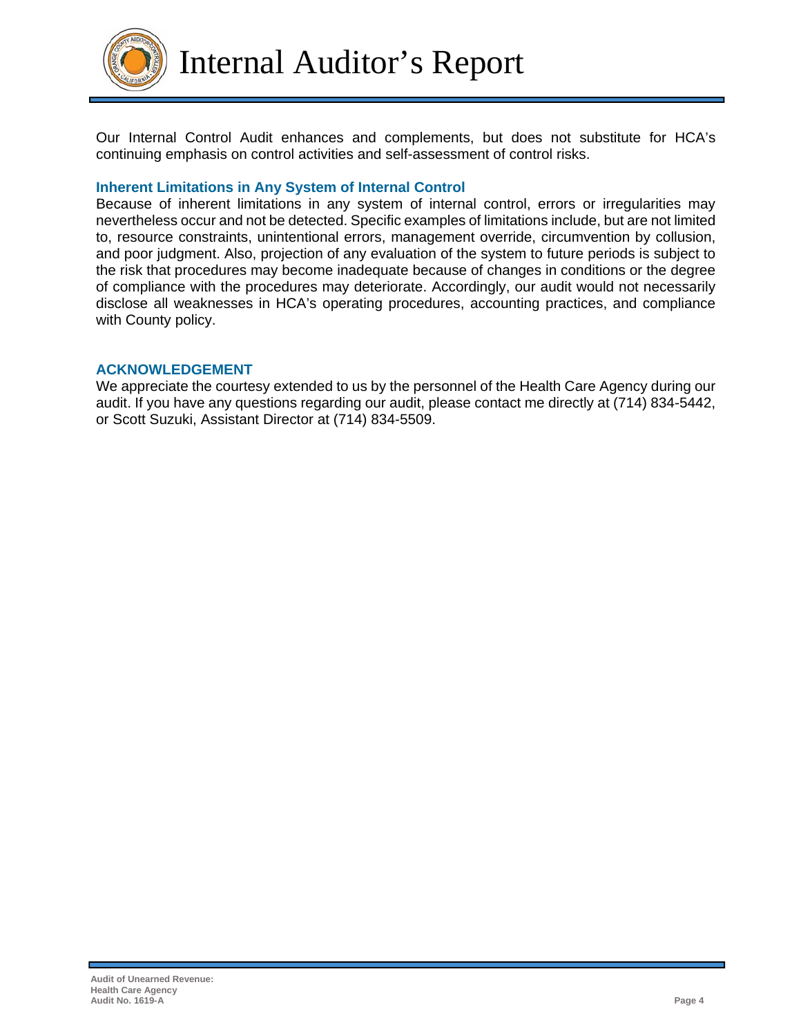Our Internal Control Audit enhances and complements, but does not substitute for HCA's continuing emphasis on control activities and self-assessment of control risks.

### Inherent Limitations in Any System of Internal Control

Because of inherent limitations in any system of internal control, errors or irregularities may nevertheless occur and not be detected. Specific examples of limitations include, but are not limited to, resource constraints, unintentional errors, management override, circumvention by collusion, and poor judgment. Also, projection of any evaluation of the system to future periods is subject to the risk that procedures may become inadequate because of changes in conditions or the degree of compliance with the procedures may deteriorate. Accordingly, our audit would not necessarily disclose all weaknesses in HCA's operating procedures, accounting practices, and compliance with County policy.

### ACKNOWLEDGEMENT

We appreciate the courtesy extended to us by the personnel of the Health Care Agency during our audit. If you have any questions regarding our audit, please contact me directly at (714) 834-5442, or Scott Suzuki, Assistant Director at (714) 834-5509.